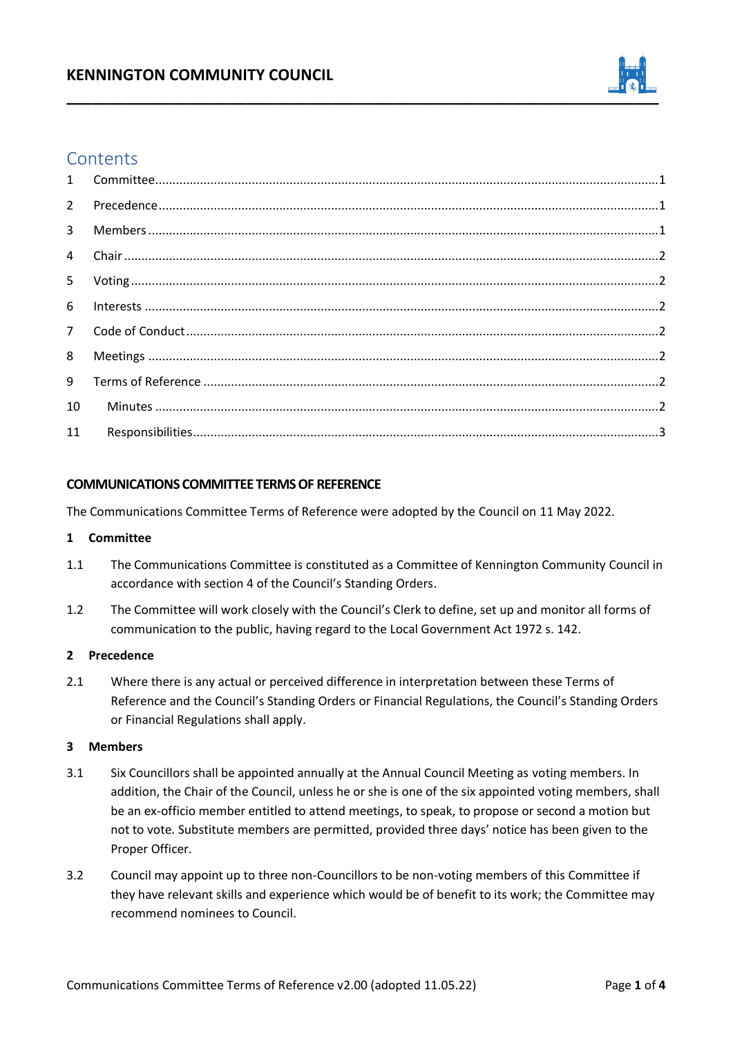# KENNINGTON COMMUNITY COUNCIL

## Contents

1 Committee....1
2 Precedence....1
3 Members....1
4 Chair....2
5 Voting....2
6 Interests....2
7 Code of Conduct....2
8 Meetings....2
9 Terms of Reference....2
10 Minutes....2
11 Responsibilities....3

**COMMUNICATIONS COMMITTEE TERMS OF REFERENCE**

The Communications Committee Terms of Reference were adopted by the Council on 11 May 2022.

### 1 Committee

1.1 The Communications Committee is constituted as a Committee of Kennington Community Council in accordance with section 4 of the Council's Standing Orders.

1.2 The Committee will work closely with the Council's Clerk to define, set up and monitor all forms of communication to the public, having regard to the Local Government Act 1972 s. 142.

### 2 Precedence

2.1 Where there is any actual or perceived difference in interpretation between these Terms of Reference and the Council's Standing Orders or Financial Regulations, the Council's Standing Orders or Financial Regulations shall apply.

### 3 Members

3.1 Six Councillors shall be appointed annually at the Annual Council Meeting as voting members. In addition, the Chair of the Council, unless he or she is one of the six appointed voting members, shall be an ex-officio member entitled to attend meetings, to speak, to propose or second a motion but not to vote. Substitute members are permitted, provided three days' notice has been given to the Proper Officer.

3.2 Council may appoint up to three non-Councillors to be non-voting members of this Committee if they have relevant skills and experience which would be of benefit to its work; the Committee may recommend nominees to Council.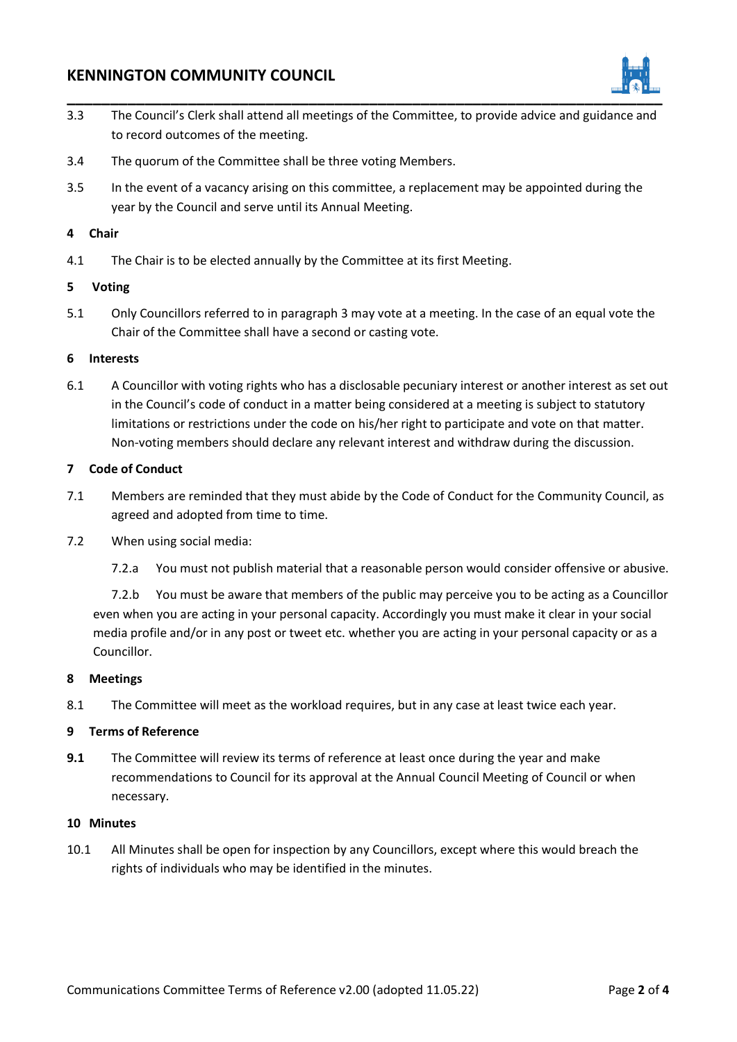3.3 The Council's Clerk shall attend all meetings of the Committee, to provide advice and guidance and to record outcomes of the meeting.

3.4 The quorum of the Committee shall be three voting Members.

3.5 In the event of a vacancy arising on this committee, a replacement may be appointed during the year by the Council and serve until its Annual Meeting.

**4 Chair**

4.1 The Chair is to be elected annually by the Committee at its first Meeting.

**5 Voting**

5.1 Only Councillors referred to in paragraph 3 may vote at a meeting. In the case of an equal vote the Chair of the Committee shall have a second or casting vote.

**6 Interests**

6.1 A Councillor with voting rights who has a disclosable pecuniary interest or another interest as set out in the Council's code of conduct in a matter being considered at a meeting is subject to statutory limitations or restrictions under the code on his/her right to participate and vote on that matter. Non-voting members should declare any relevant interest and withdraw during the discussion.

**7 Code of Conduct**

7.1 Members are reminded that they must abide by the Code of Conduct for the Community Council, as agreed and adopted from time to time.

7.2 When using social media:

7.2.a You must not publish material that a reasonable person would consider offensive or abusive.

7.2.b You must be aware that members of the public may perceive you to be acting as a Councillor even when you are acting in your personal capacity. Accordingly you must make it clear in your social media profile and/or in any post or tweet etc. whether you are acting in your personal capacity or as a Councillor.

**8 Meetings**

8.1 The Committee will meet as the workload requires, but in any case at least twice each year.

**9 Terms of Reference**

**9.1** The Committee will review its terms of reference at least once during the year and make recommendations to Council for its approval at the Annual Council Meeting of Council or when necessary.

**10 Minutes**

10.1 All Minutes shall be open for inspection by any Councillors, except where this would breach the rights of individuals who may be identified in the minutes.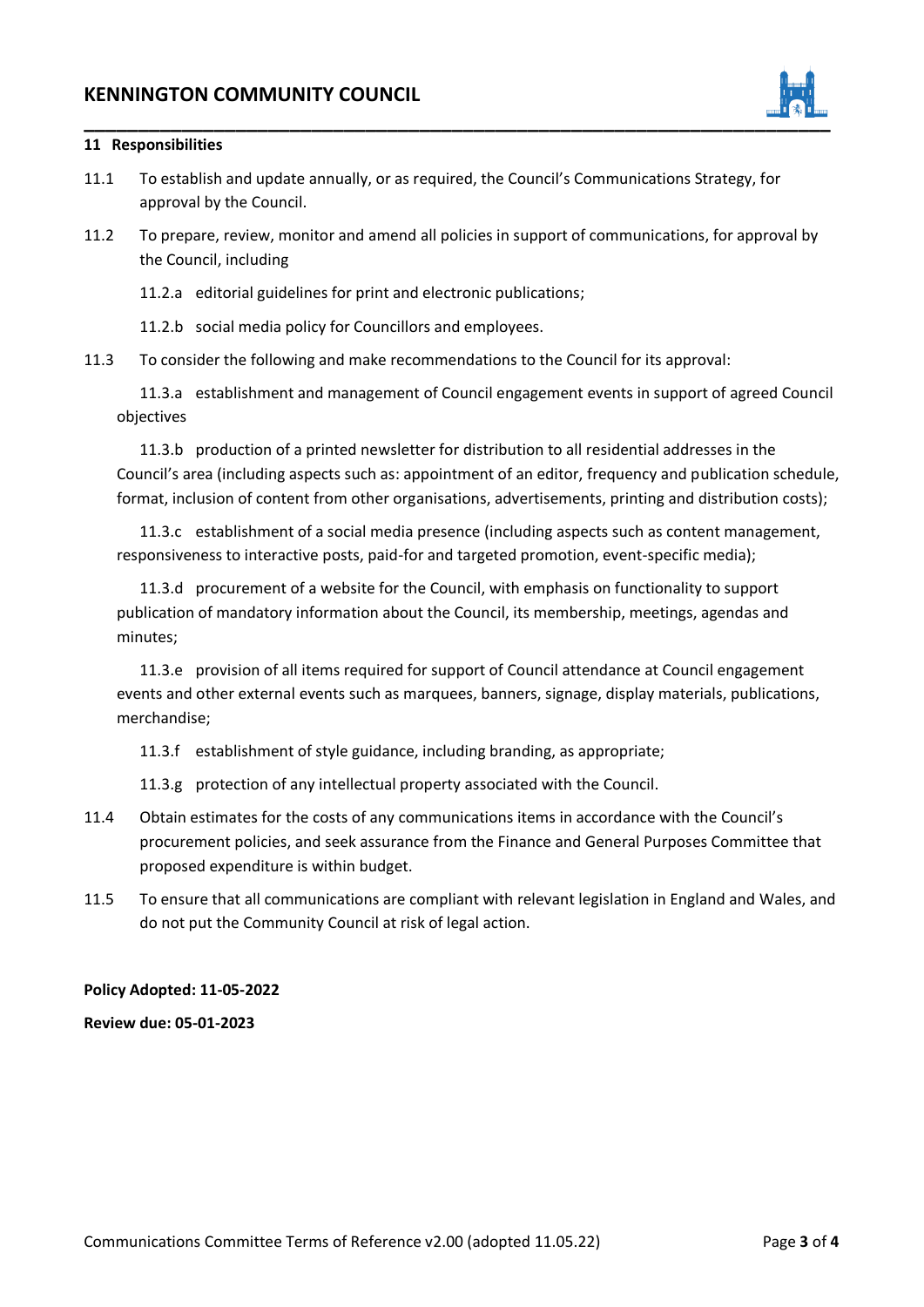## 11 Responsibilities

11.1 To establish and update annually, or as required, the Council's Communications Strategy, for approval by the Council.

11.2 To prepare, review, monitor and amend all policies in support of communications, for approval by the Council, including

- 11.2.a editorial guidelines for print and electronic publications;
- 11.2.b social media policy for Councillors and employees.

11.3 To consider the following and make recommendations to the Council for its approval:

- 11.3.a establishment and management of Council engagement events in support of agreed Council objectives
- 11.3.b production of a printed newsletter for distribution to all residential addresses in the Council's area (including aspects such as: appointment of an editor, frequency and publication schedule, format, inclusion of content from other organisations, advertisements, printing and distribution costs);
- 11.3.c establishment of a social media presence (including aspects such as content management, responsiveness to interactive posts, paid-for and targeted promotion, event-specific media);
- 11.3.d procurement of a website for the Council, with emphasis on functionality to support publication of mandatory information about the Council, its membership, meetings, agendas and minutes;
- 11.3.e provision of all items required for support of Council attendance at Council engagement events and other external events such as marquees, banners, signage, display materials, publications, merchandise;
- 11.3.f establishment of style guidance, including branding, as appropriate;
- 11.3.g protection of any intellectual property associated with the Council.

11.4 Obtain estimates for the costs of any communications items in accordance with the Council's procurement policies, and seek assurance from the Finance and General Purposes Committee that proposed expenditure is within budget.

11.5 To ensure that all communications are compliant with relevant legislation in England and Wales, and do not put the Community Council at risk of legal action.

**Policy Adopted: 11-05-2022**

**Review due: 05-01-2023**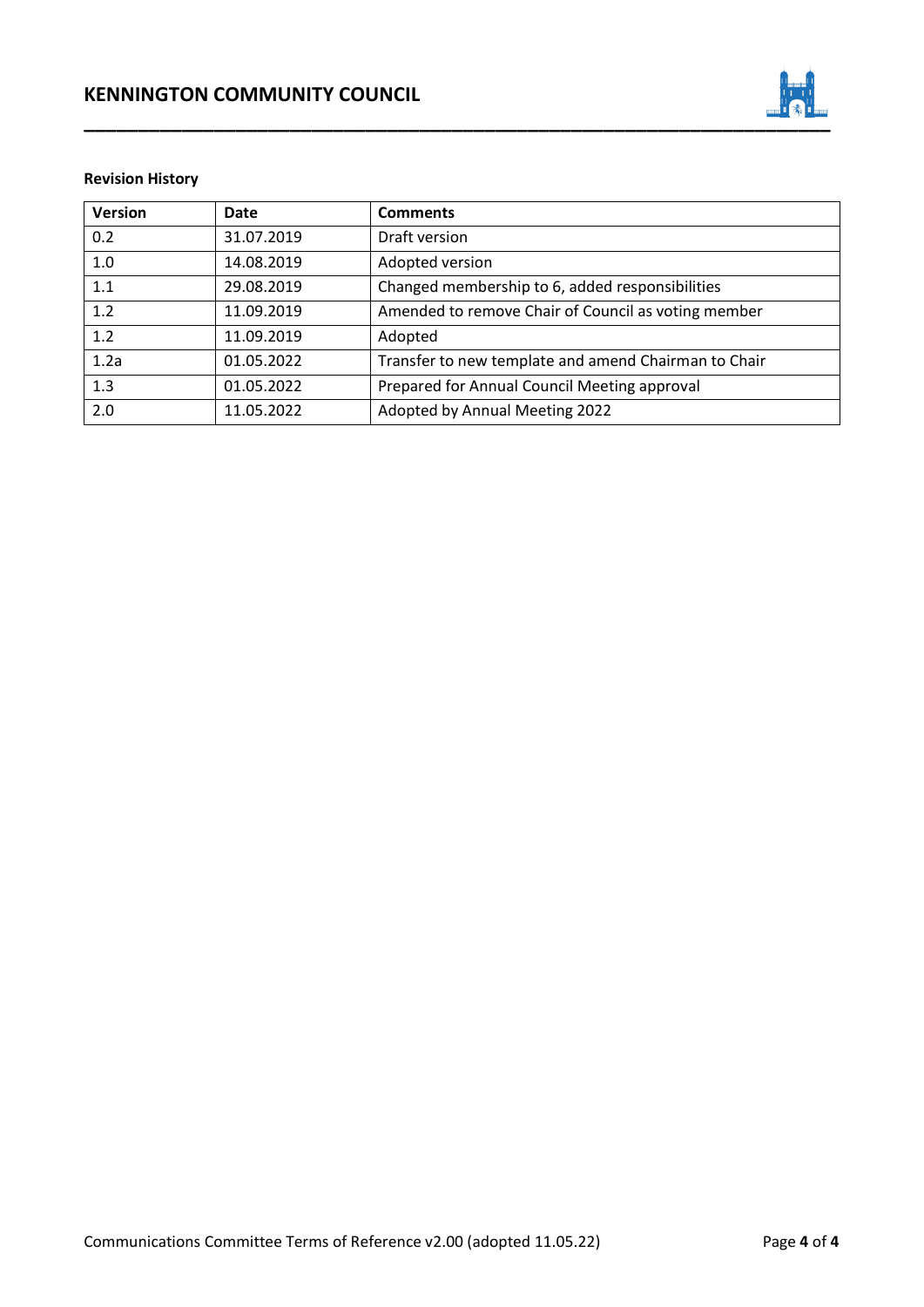**Revision History**

| Version | Date | Comments |
|---|---|---|
| 0.2 | 31.07.2019 | Draft version |
| 1.0 | 14.08.2019 | Adopted version |
| 1.1 | 29.08.2019 | Changed membership to 6, added responsibilities |
| 1.2 | 11.09.2019 | Amended to remove Chair of Council as voting member |
| 1.2 | 11.09.2019 | Adopted |
| 1.2a | 01.05.2022 | Transfer to new template and amend Chairman to Chair |
| 1.3 | 01.05.2022 | Prepared for Annual Council Meeting approval |
| 2.0 | 11.05.2022 | Adopted by Annual Meeting 2022 |